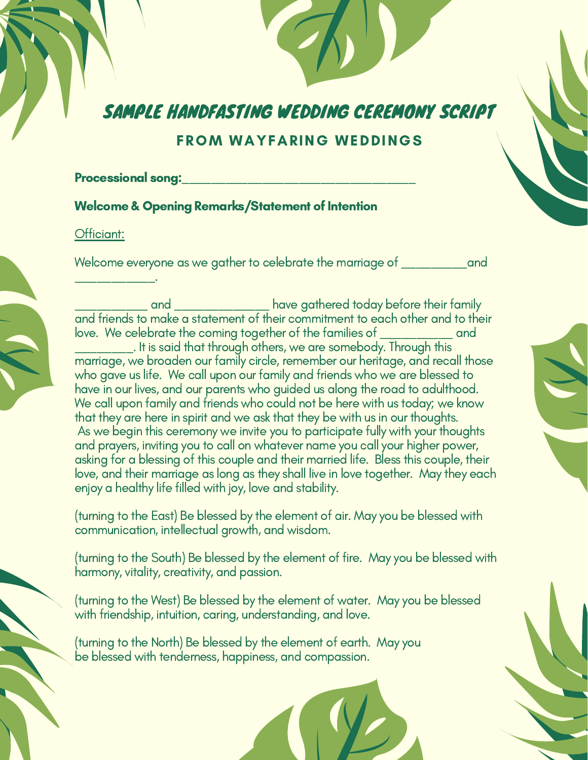# Sample Handfasting Wedding Ceremony Script

## FROM WAYFARING WEDDINGS

**Processional song:**___________________________________

**Welcome & Opening Remarks/Statement of Intention**

Officiant:

Welcome everyone as we gather to celebrate the marriage of __________and ____________.

___________ and ______________ have gathered today before their family and friends to make a statement of their commitment to each other and to their love. We celebrate the coming together of the families of ___________ and _________. It is said that through others, we are somebody. Through this marriage, we broaden our family circle, remember our heritage, and recall those who gave us life. We call upon our family and friends who we are blessed to have in our lives, and our parents who guided us along the road to adulthood. We call upon family and friends who could not be here with us today; we know that they are here in spirit and we ask that they be with us in our thoughts. As we begin this ceremony we invite you to participate fully with your thoughts and prayers, inviting you to call on whatever name you call your higher power, asking for a blessing of this couple and their married life. Bless this couple, their love, and their marriage as long as they shall live in love together. May they each enjoy a healthy life filled with joy, love and stability.

(turning to the East) Be blessed by the element of air. May you be blessed with communication, intellectual growth, and wisdom.

(turning to the South) Be blessed by the element of fire. May you be blessed with harmony, vitality, creativity, and passion.

(turning to the West) Be blessed by the element of water. May you be blessed with friendship, intuition, caring, understanding, and love.

(turning to the North) Be blessed by the element of earth. May you be blessed with tenderness, happiness, and compassion.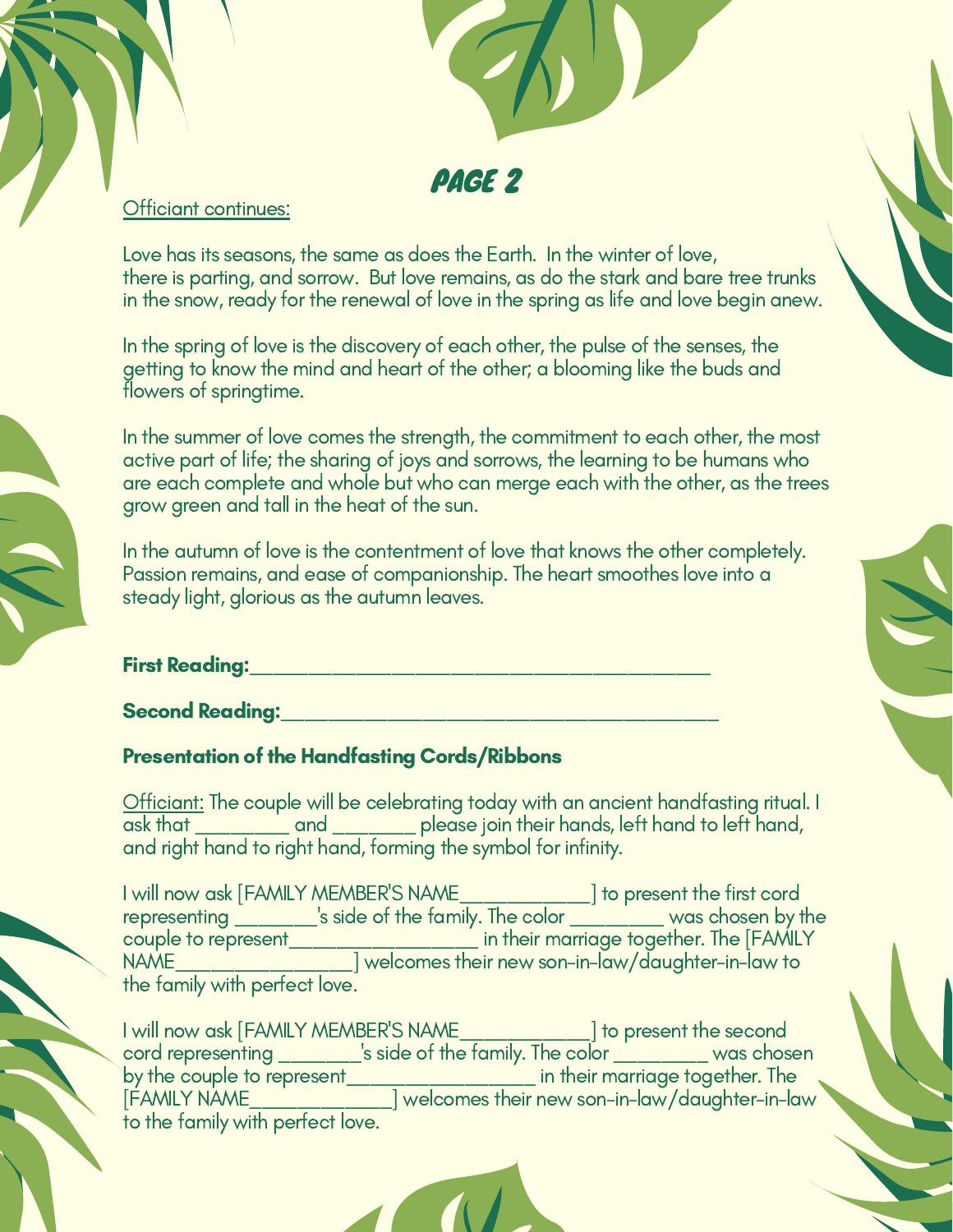# PAGE 2

<u>Officiant continues:</u>

Love has its seasons, the same as does the Earth. In the winter of love, there is parting, and sorrow. But love remains, as do the stark and bare tree trunks in the snow, ready for the renewal of love in the spring as life and love begin anew.

In the spring of love is the discovery of each other, the pulse of the senses, the getting to know the mind and heart of the other; a blooming like the buds and flowers of springtime.

In the summer of love comes the strength, the commitment to each other, the most active part of life; the sharing of joys and sorrows, the learning to be humans who are each complete and whole but who can merge each with the other, as the trees grow green and tall in the heat of the sun.

In the autumn of love is the contentment of love that knows the other completely. Passion remains, and ease of companionship. The heart smoothes love into a steady light, glorious as the autumn leaves.

**First Reading:**_____________________________________________

**Second Reading:**__________________________________________

**Presentation of the Handfasting Cords/Ribbons**

<u>Officiant:</u> The couple will be celebrating today with an ancient handfasting ritual. I ask that _________ and ________ please join their hands, left hand to left hand, and right hand to right hand, forming the symbol for infinity.

I will now ask [FAMILY MEMBER'S NAME____________] to present the first cord representing ________'s side of the family. The color _________ was chosen by the couple to represent_________________ in their marriage together. The [FAMILY NAME_________________] welcomes their new son-in-law/daughter-in-law to the family with perfect love.

I will now ask [FAMILY MEMBER'S NAME____________] to present the second cord representing ________'s side of the family. The color _________ was chosen by the couple to represent_________________ in their marriage together. The [FAMILY NAME______________] welcomes their new son-in-law/daughter-in-law to the family with perfect love.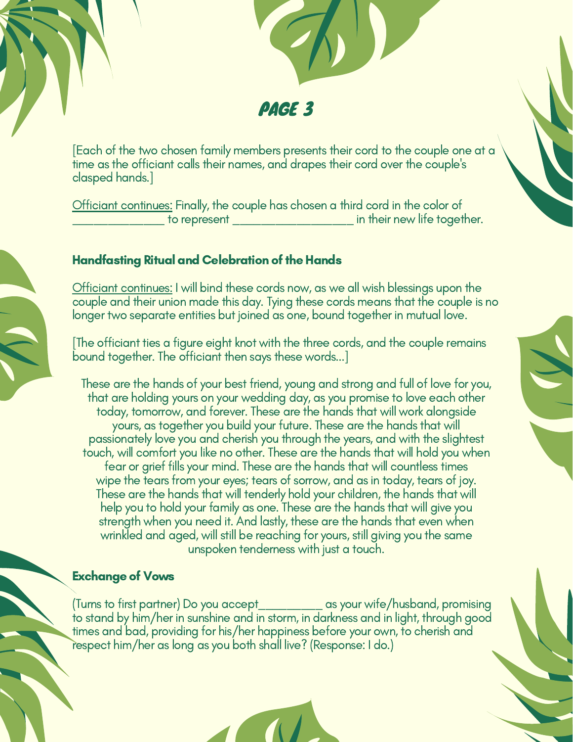# PAGE 3

[Each of the two chosen family members presents their cord to the couple one at a time as the officiant calls their names, and drapes their cord over the couple's clasped hands.]

<u>Officiant continues:</u> Finally, the couple has chosen a third cord in the color of ______________ to represent ___________________ in their new life together.

### Handfasting Ritual and Celebration of the Hands

<u>Officiant continues:</u> I will bind these cords now, as we all wish blessings upon the couple and their union made this day. Tying these cords means that the couple is no longer two separate entities but joined as one, bound together in mutual love.

[The officiant ties a figure eight knot with the three cords, and the couple remains bound together. The officiant then says these words...]

These are the hands of your best friend, young and strong and full of love for you, that are holding yours on your wedding day, as you promise to love each other today, tomorrow, and forever. These are the hands that will work alongside yours, as together you build your future. These are the hands that will passionately love you and cherish you through the years, and with the slightest touch, will comfort you like no other. These are the hands that will hold you when fear or grief fills your mind. These are the hands that will countless times wipe the tears from your eyes; tears of sorrow, and as in today, tears of joy. These are the hands that will tenderly hold your children, the hands that will help you to hold your family as one. These are the hands that will give you strength when you need it. And lastly, these are the hands that even when wrinkled and aged, will still be reaching for yours, still giving you the same unspoken tenderness with just a touch.

### Exchange of Vows

(Turns to first partner) Do you accept__________ as your wife/husband, promising to stand by him/her in sunshine and in storm, in darkness and in light, through good times and bad, providing for his/her happiness before your own, to cherish and respect him/her as long as you both shall live? (Response: I do.)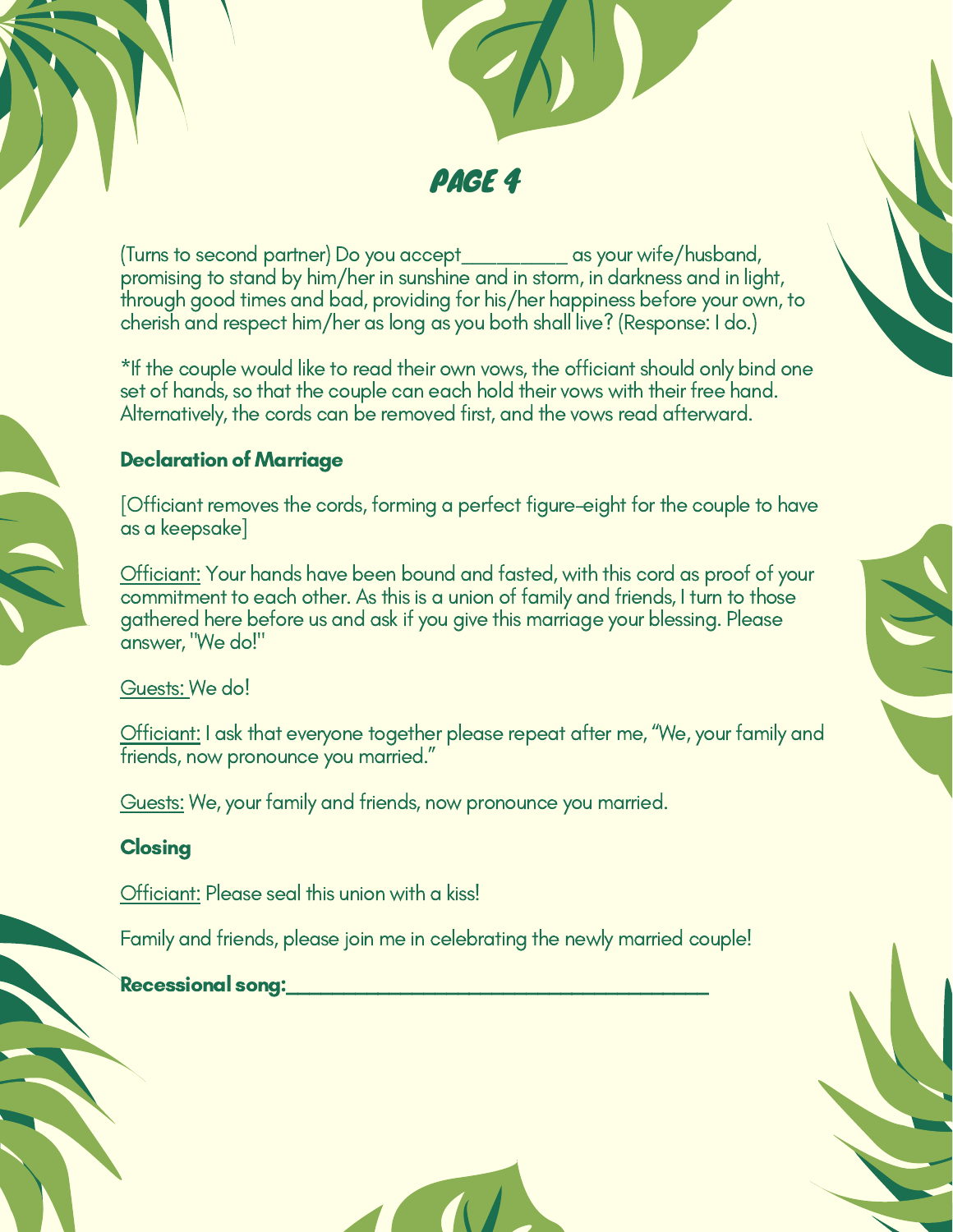# PAGE 4

(Turns to second partner) Do you accept__________ as your wife/husband, promising to stand by him/her in sunshine and in storm, in darkness and in light, through good times and bad, providing for his/her happiness before your own, to cherish and respect him/her as long as you both shall live? (Response: I do.)

*If the couple would like to read their own vows, the officiant should only bind one set of hands, so that the couple can each hold their vows with their free hand. Alternatively, the cords can be removed first, and the vows read afterward.

**Declaration of Marriage**

[Officiant removes the cords, forming a perfect figure-eight for the couple to have as a keepsake]

<u>Officiant:</u> Your hands have been bound and fasted, with this cord as proof of your commitment to each other. As this is a union of family and friends, I turn to those gathered here before us and ask if you give this marriage your blessing. Please answer, "We do!"

<u>Guests:</u> We do!

<u>Officiant:</u> I ask that everyone together please repeat after me, "We, your family and friends, now pronounce you married."

<u>Guests:</u> We, your family and friends, now pronounce you married.

**Closing**

<u>Officiant:</u> Please seal this union with a kiss!

Family and friends, please join me in celebrating the newly married couple!

**Recessional song:**__________________________________________